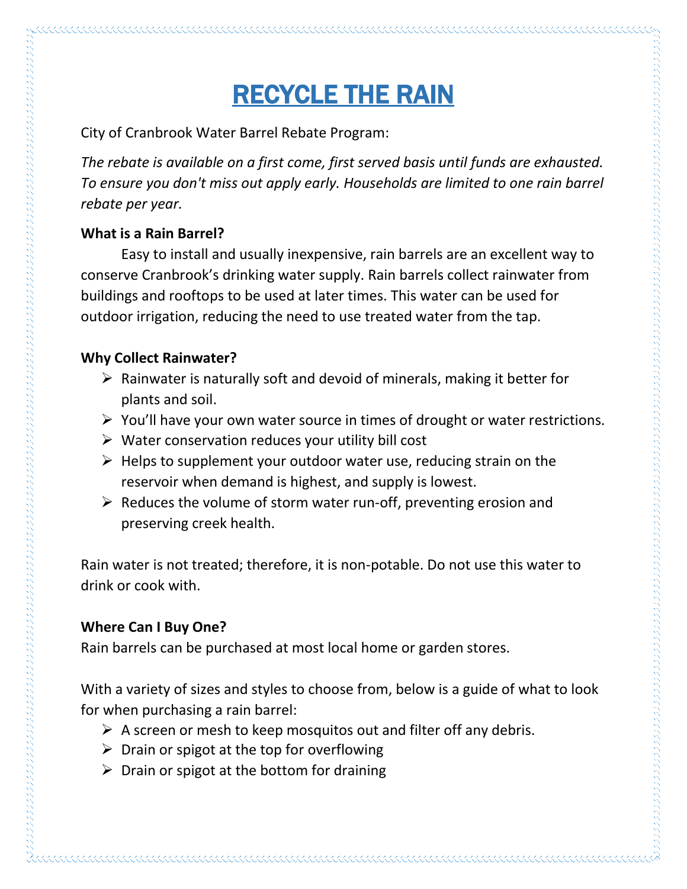# RECYCLE THE RAIN

City of Cranbrook Water Barrel Rebate Program:

*The rebate is available on a first come, first served basis until funds are exhausted. To ensure you don't miss out apply early. Households are limited to one rain barrel rebate per year.*

**What is a Rain Barrel?**

Easy to install and usually inexpensive, rain barrels are an excellent way to conserve Cranbrook's drinking water supply. Rain barrels collect rainwater from buildings and rooftops to be used at later times. This water can be used for outdoor irrigation, reducing the need to use treated water from the tap.

**Why Collect Rainwater?**

- Rainwater is naturally soft and devoid of minerals, making it better for plants and soil.
- You'll have your own water source in times of drought or water restrictions.
- Water conservation reduces your utility bill cost
- Helps to supplement your outdoor water use, reducing strain on the reservoir when demand is highest, and supply is lowest.
- Reduces the volume of storm water run-off, preventing erosion and preserving creek health.

Rain water is not treated; therefore, it is non-potable. Do not use this water to drink or cook with.

**Where Can I Buy One?**

Rain barrels can be purchased at most local home or garden stores.

With a variety of sizes and styles to choose from, below is a guide of what to look for when purchasing a rain barrel:

- A screen or mesh to keep mosquitos out and filter off any debris.
- Drain or spigot at the top for overflowing
- Drain or spigot at the bottom for draining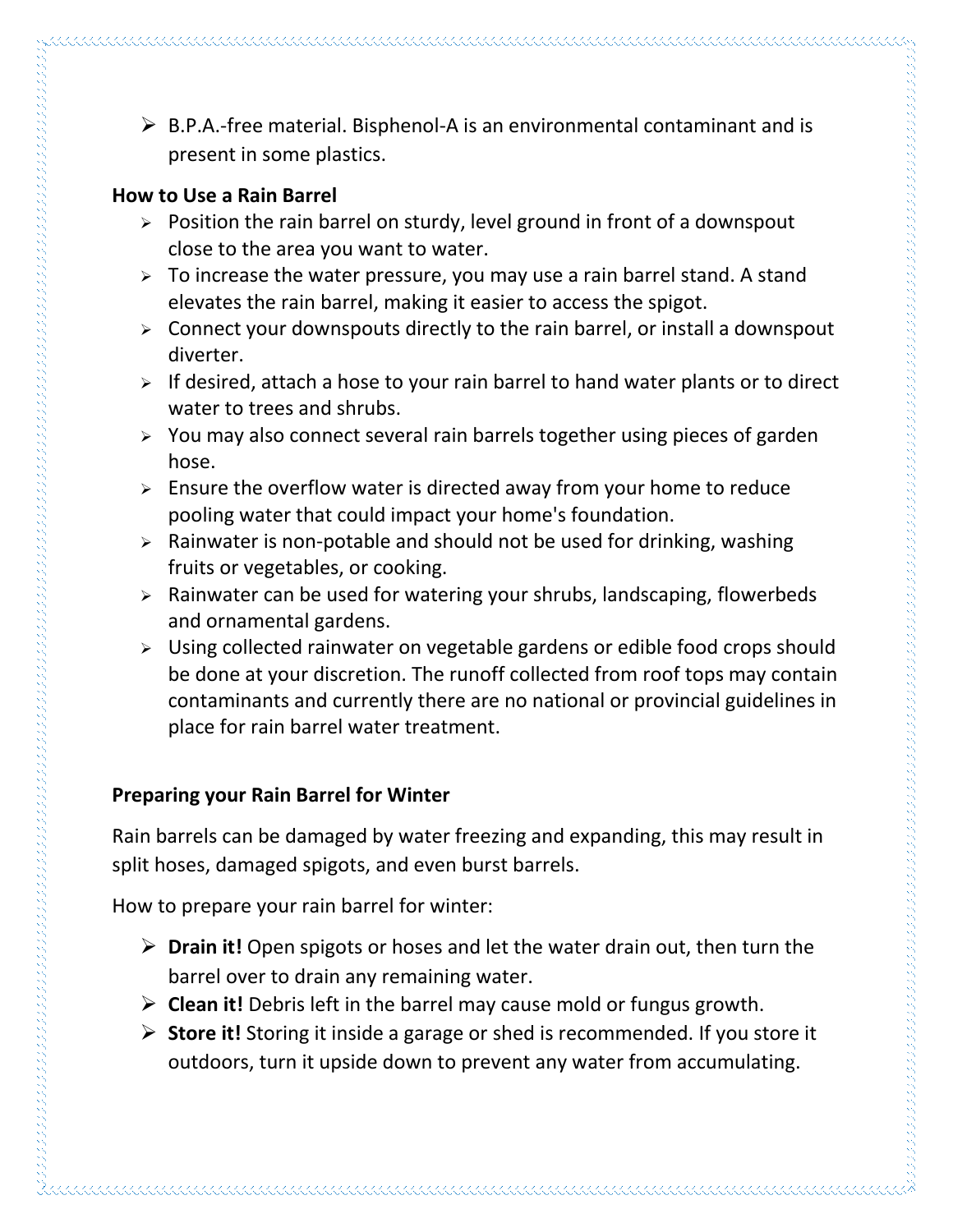- B.P.A.-free material. Bisphenol-A is an environmental contaminant and is present in some plastics.

**How to Use a Rain Barrel**

- Position the rain barrel on sturdy, level ground in front of a downspout close to the area you want to water.
- To increase the water pressure, you may use a rain barrel stand. A stand elevates the rain barrel, making it easier to access the spigot.
- Connect your downspouts directly to the rain barrel, or install a downspout diverter.
- If desired, attach a hose to your rain barrel to hand water plants or to direct water to trees and shrubs.
- You may also connect several rain barrels together using pieces of garden hose.
- Ensure the overflow water is directed away from your home to reduce pooling water that could impact your home's foundation.
- Rainwater is non-potable and should not be used for drinking, washing fruits or vegetables, or cooking.
- Rainwater can be used for watering your shrubs, landscaping, flowerbeds and ornamental gardens.
- Using collected rainwater on vegetable gardens or edible food crops should be done at your discretion. The runoff collected from roof tops may contain contaminants and currently there are no national or provincial guidelines in place for rain barrel water treatment.

**Preparing your Rain Barrel for Winter**

Rain barrels can be damaged by water freezing and expanding, this may result in split hoses, damaged spigots, and even burst barrels.

How to prepare your rain barrel for winter:

- **Drain it!** Open spigots or hoses and let the water drain out, then turn the barrel over to drain any remaining water.
- **Clean it!** Debris left in the barrel may cause mold or fungus growth.
- **Store it!** Storing it inside a garage or shed is recommended. If you store it outdoors, turn it upside down to prevent any water from accumulating.